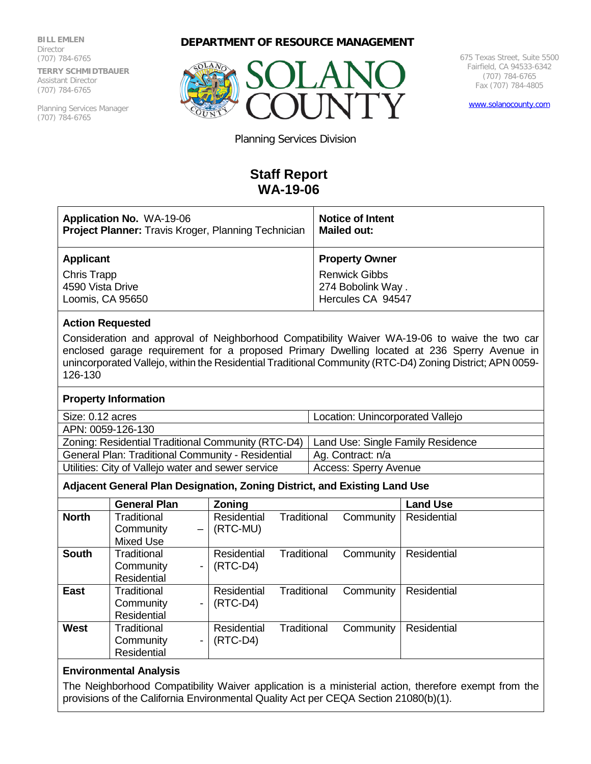**BILL EMLEN**
Director
(707) 784-6765

**TERRY SCHMIDTBAUER**
Assistant Director
(707) 784-6765

Planning Services Manager
(707) 784-6765

**DEPARTMENT OF RESOURCE MANAGEMENT**

SOLANO COUNTY

Planning Services Division

675 Texas Street, Suite 5500
Fairfield, CA 94533-6342
(707) 784-6765
Fax (707) 784-4805

www.solanocounty.com

# Staff Report
# WA-19-06

| **Application No.** WA-19-06<br>**Project Planner:** Travis Kroger, Planning Technician | **Notice of Intent Mailed out:** |
|---|---|
| **Applicant**<br>Chris Trapp<br>4590 Vista Drive<br>Loomis, CA 95650 | **Property Owner**<br>Renwick Gibbs<br>274 Bobolink Way .<br>Hercules CA 94547 |

**Action Requested**

Consideration and approval of Neighborhood Compatibility Waiver WA-19-06 to waive the two car enclosed garage requirement for a proposed Primary Dwelling located at 236 Sperry Avenue in unincorporated Vallejo, within the Residential Traditional Community (RTC-D4) Zoning District; APN 0059-126-130

**Property Information**

| | |
|---|---|
| Size: 0.12 acres | Location: Unincorporated Vallejo |
| APN: 0059-126-130 | |
| Zoning: Residential Traditional Community (RTC-D4) | Land Use: Single Family Residence |
| General Plan: Traditional Community - Residential | Ag. Contract: n/a |
| Utilities: City of Vallejo water and sewer service | Access: Sperry Avenue |

**Adjacent General Plan Designation, Zoning District, and Existing Land Use**

| | General Plan | Zoning | Land Use |
|---|---|---|---|
| **North** | Traditional Community – Mixed Use | Residential Traditional Community (RTC-MU) | Residential |
| **South** | Traditional Community - Residential | Residential Traditional Community (RTC-D4) | Residential |
| **East** | Traditional Community - Residential | Residential Traditional Community (RTC-D4) | Residential |
| **West** | Traditional Community - Residential | Residential Traditional Community (RTC-D4) | Residential |

**Environmental Analysis**

The Neighborhood Compatibility Waiver application is a ministerial action, therefore exempt from the provisions of the California Environmental Quality Act per CEQA Section 21080(b)(1).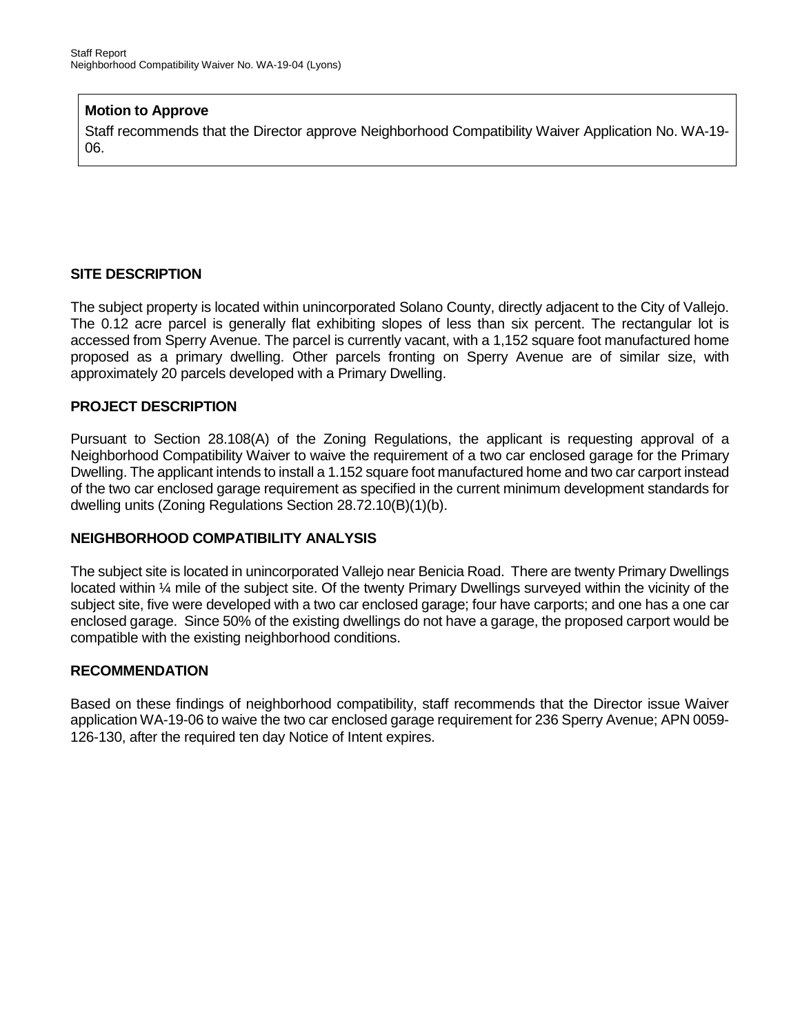**Motion to Approve**

Staff recommends that the Director approve Neighborhood Compatibility Waiver Application No. WA-19-06.

## SITE DESCRIPTION

The subject property is located within unincorporated Solano County, directly adjacent to the City of Vallejo. The 0.12 acre parcel is generally flat exhibiting slopes of less than six percent. The rectangular lot is accessed from Sperry Avenue. The parcel is currently vacant, with a 1,152 square foot manufactured home proposed as a primary dwelling. Other parcels fronting on Sperry Avenue are of similar size, with approximately 20 parcels developed with a Primary Dwelling.

## PROJECT DESCRIPTION

Pursuant to Section 28.108(A) of the Zoning Regulations, the applicant is requesting approval of a Neighborhood Compatibility Waiver to waive the requirement of a two car enclosed garage for the Primary Dwelling. The applicant intends to install a 1.152 square foot manufactured home and two car carport instead of the two car enclosed garage requirement as specified in the current minimum development standards for dwelling units (Zoning Regulations Section 28.72.10(B)(1)(b).

## NEIGHBORHOOD COMPATIBILITY ANALYSIS

The subject site is located in unincorporated Vallejo near Benicia Road. There are twenty Primary Dwellings located within ¼ mile of the subject site. Of the twenty Primary Dwellings surveyed within the vicinity of the subject site, five were developed with a two car enclosed garage; four have carports; and one has a one car enclosed garage. Since 50% of the existing dwellings do not have a garage, the proposed carport would be compatible with the existing neighborhood conditions.

## RECOMMENDATION

Based on these findings of neighborhood compatibility, staff recommends that the Director issue Waiver application WA-19-06 to waive the two car enclosed garage requirement for 236 Sperry Avenue; APN 0059-126-130, after the required ten day Notice of Intent expires.